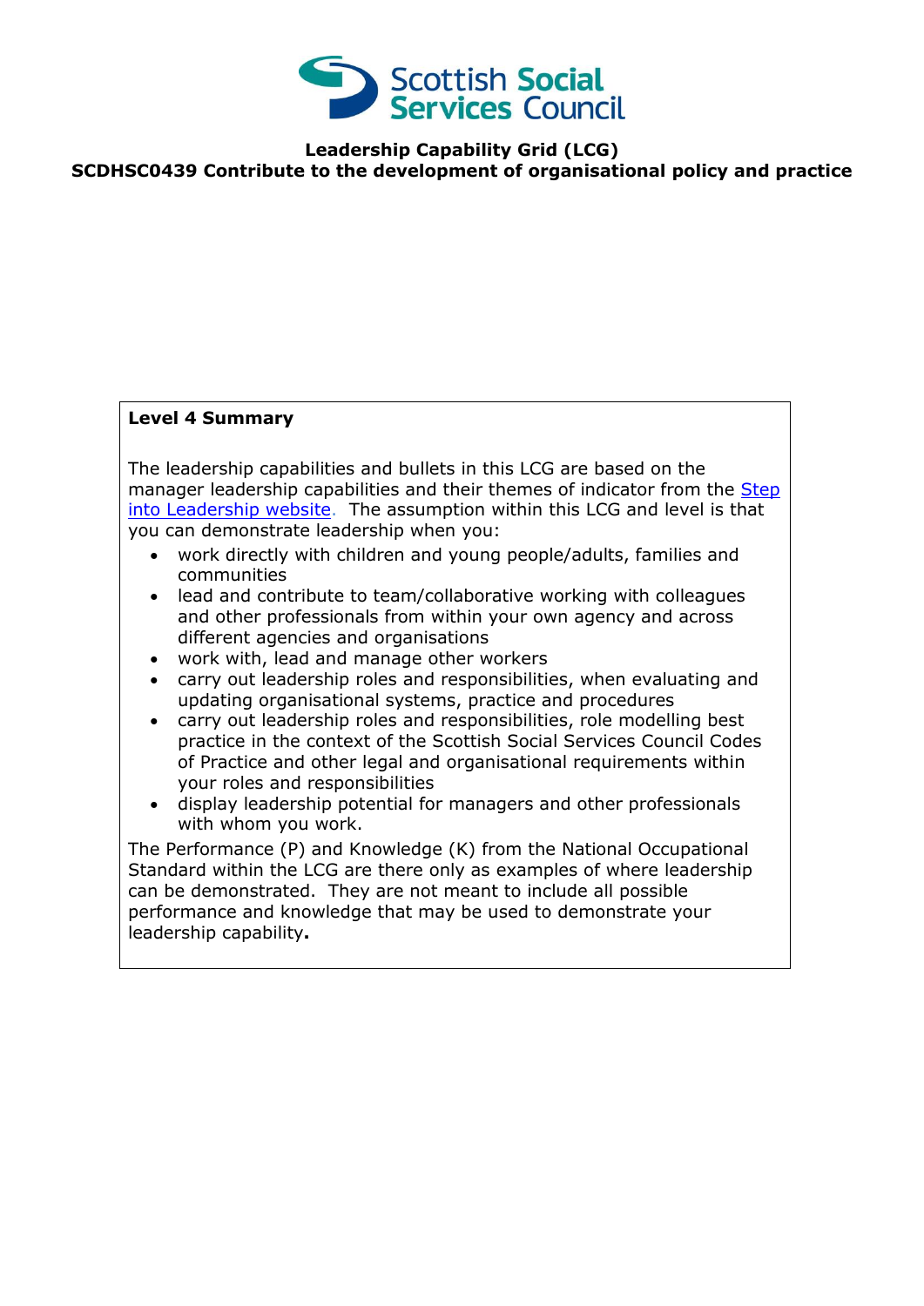Scottish Social Services Council

**Leadership Capability Grid (LCG)**

**SCDHSC0439 Contribute to the development of organisational policy and practice**

**Level 4 Summary**

The leadership capabilities and bullets in this LCG are based on the manager leadership capabilities and their themes of indicator from the Step into Leadership website. The assumption within this LCG and level is that you can demonstrate leadership when you:

- work directly with children and young people/adults, families and communities
- lead and contribute to team/collaborative working with colleagues and other professionals from within your own agency and across different agencies and organisations
- work with, lead and manage other workers
- carry out leadership roles and responsibilities, when evaluating and updating organisational systems, practice and procedures
- carry out leadership roles and responsibilities, role modelling best practice in the context of the Scottish Social Services Council Codes of Practice and other legal and organisational requirements within your roles and responsibilities
- display leadership potential for managers and other professionals with whom you work.

The Performance (P) and Knowledge (K) from the National Occupational Standard within the LCG are there only as examples of where leadership can be demonstrated. They are not meant to include all possible performance and knowledge that may be used to demonstrate your leadership capability**.**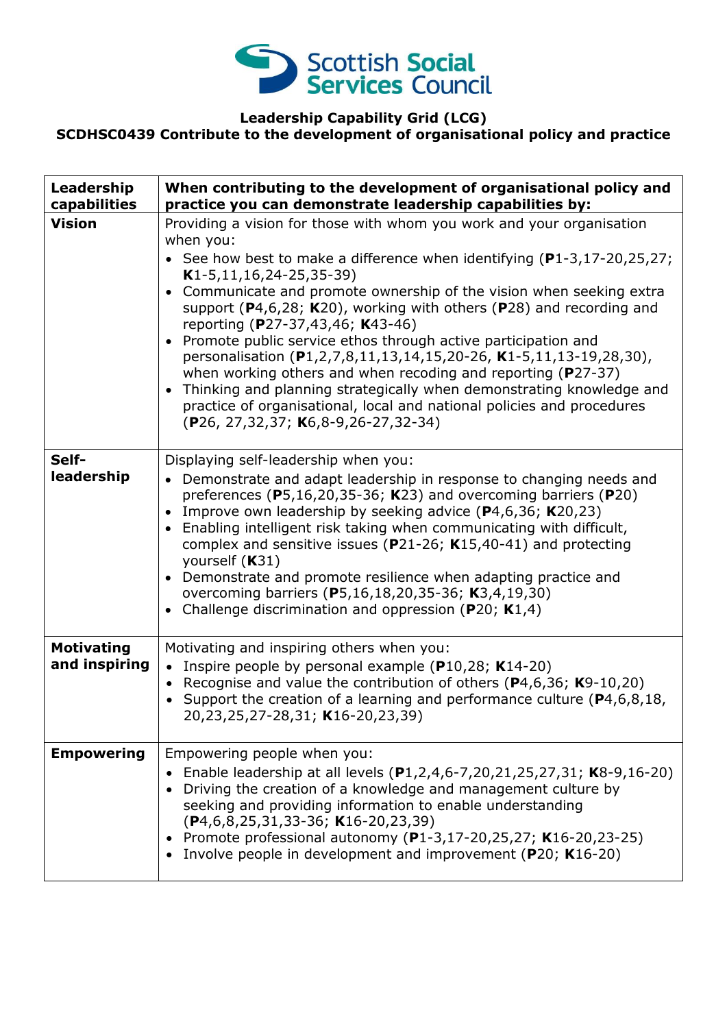# Leadership Capability Grid (LCG)

## SCDHSC0439 Contribute to the development of organisational policy and practice

| Leadership capabilities | When contributing to the development of organisational policy and practice you can demonstrate leadership capabilities by: |
|---|---|
| **Vision** | Providing a vision for those with whom you work and your organisation when you:<br>• See how best to make a difference when identifying (**P**1-3,17-20,25,27; **K**1-5,11,16,24-25,35-39)<br>• Communicate and promote ownership of the vision when seeking extra support (**P**4,6,28; **K**20), working with others (**P**28) and recording and reporting (**P**27-37,43,46; **K**43-46)<br>• Promote public service ethos through active participation and personalisation (**P**1,2,7,8,11,13,14,15,20-26, **K**1-5,11,13-19,28,30), when working others and when recoding and reporting (**P**27-37)<br>• Thinking and planning strategically when demonstrating knowledge and practice of organisational, local and national policies and procedures (**P**26, 27,32,37; **K**6,8-9,26-27,32-34) |
| **Self-leadership** | Displaying self-leadership when you:<br>• Demonstrate and adapt leadership in response to changing needs and preferences (**P**5,16,20,35-36; **K**23) and overcoming barriers (**P**20)<br>• Improve own leadership by seeking advice (**P**4,6,36; **K**20,23)<br>• Enabling intelligent risk taking when communicating with difficult, complex and sensitive issues (**P**21-26; **K**15,40-41) and protecting yourself (**K**31)<br>• Demonstrate and promote resilience when adapting practice and overcoming barriers (**P**5,16,18,20,35-36; **K**3,4,19,30)<br>• Challenge discrimination and oppression (**P**20; **K**1,4) |
| **Motivating and inspiring** | Motivating and inspiring others when you:<br>• Inspire people by personal example (**P**10,28; **K**14-20)<br>• Recognise and value the contribution of others (**P**4,6,36; **K**9-10,20)<br>• Support the creation of a learning and performance culture (**P**4,6,8,18, 20,23,25,27-28,31; **K**16-20,23,39) |
| **Empowering** | Empowering people when you:<br>• Enable leadership at all levels (**P**1,2,4,6-7,20,21,25,27,31; **K**8-9,16-20)<br>• Driving the creation of a knowledge and management culture by seeking and providing information to enable understanding (**P**4,6,8,25,31,33-36; **K**16-20,23,39)<br>• Promote professional autonomy (**P**1-3,17-20,25,27; **K**16-20,23-25)<br>• Involve people in development and improvement (**P**20; **K**16-20) |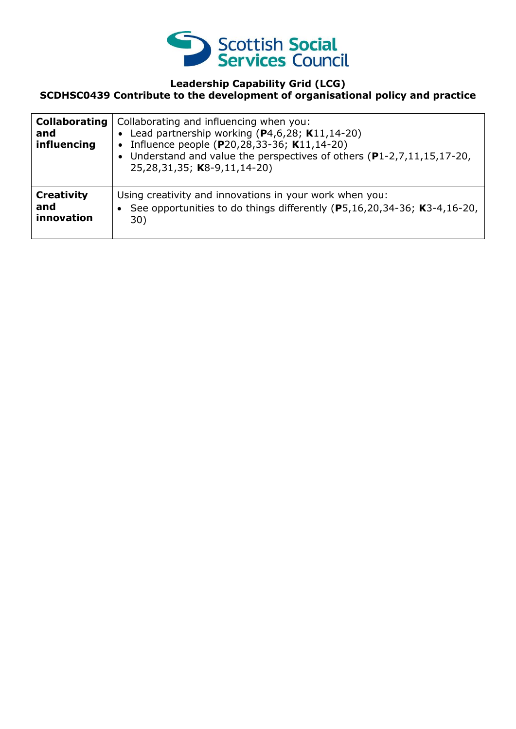**Leadership Capability Grid (LCG)**
**SCDHSC0439 Contribute to the development of organisational policy and practice**

| | |
|---|---|
| **Collaborating and influencing** | Collaborating and influencing when you:<br>• Lead partnership working (**P**4,6,28; **K**11,14-20)<br>• Influence people (**P**20,28,33-36; **K**11,14-20)<br>• Understand and value the perspectives of others (**P**1-2,7,11,15,17-20, 25,28,31,35; **K**8-9,11,14-20) |
| **Creativity and innovation** | Using creativity and innovations in your work when you:<br>• See opportunities to do things differently (**P**5,16,20,34-36; **K**3-4,16-20, 30) |